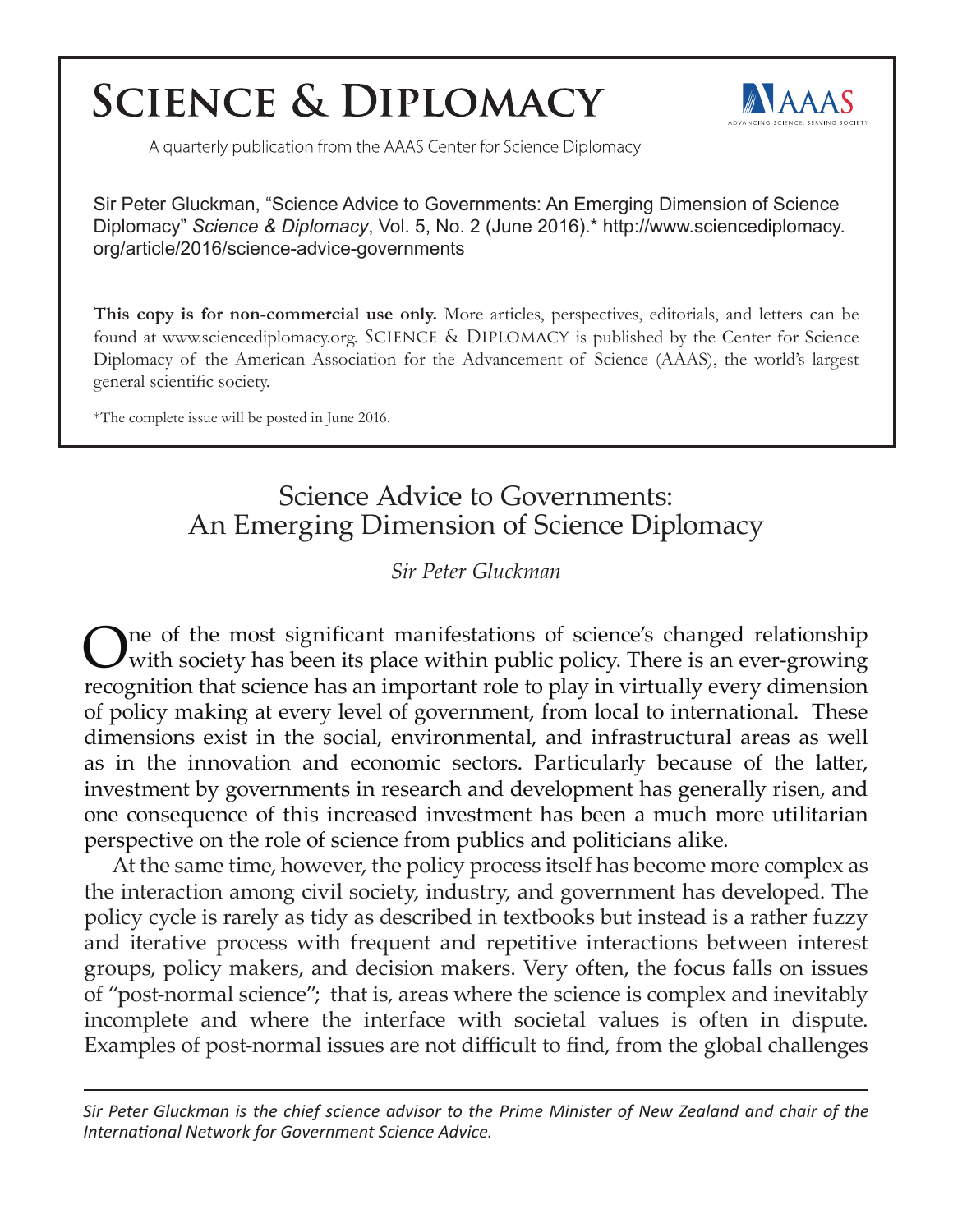# SCIENCE & DIPLOMACY

A quarterly publication from the AAAS Center for Science Diplomacy

Sir Peter Gluckman, "Science Advice to Governments: An Emerging Dimension of Science Diplomacy" *Science & Diplomacy*, Vol. 5, No. 2 (June 2016).* http://www.sciencediplomacy.org/article/2016/science-advice-governments

**This copy is for non-commercial use only.** More articles, perspectives, editorials, and letters can be found at www.sciencediplomacy.org. SCIENCE & DIPLOMACY is published by the Center for Science Diplomacy of the American Association for the Advancement of Science (AAAS), the world's largest general scientific society.

*The complete issue will be posted in June 2016.

## Science Advice to Governments: An Emerging Dimension of Science Diplomacy

*Sir Peter Gluckman*

One of the most significant manifestations of science's changed relationship with society has been its place within public policy. There is an ever-growing recognition that science has an important role to play in virtually every dimension of policy making at every level of government, from local to international. These dimensions exist in the social, environmental, and infrastructural areas as well as in the innovation and economic sectors. Particularly because of the latter, investment by governments in research and development has generally risen, and one consequence of this increased investment has been a much more utilitarian perspective on the role of science from publics and politicians alike.

At the same time, however, the policy process itself has become more complex as the interaction among civil society, industry, and government has developed. The policy cycle is rarely as tidy as described in textbooks but instead is a rather fuzzy and iterative process with frequent and repetitive interactions between interest groups, policy makers, and decision makers. Very often, the focus falls on issues of "post-normal science"; that is, areas where the science is complex and inevitably incomplete and where the interface with societal values is often in dispute. Examples of post-normal issues are not difficult to find, from the global challenges

*Sir Peter Gluckman is the chief science advisor to the Prime Minister of New Zealand and chair of the International Network for Government Science Advice.*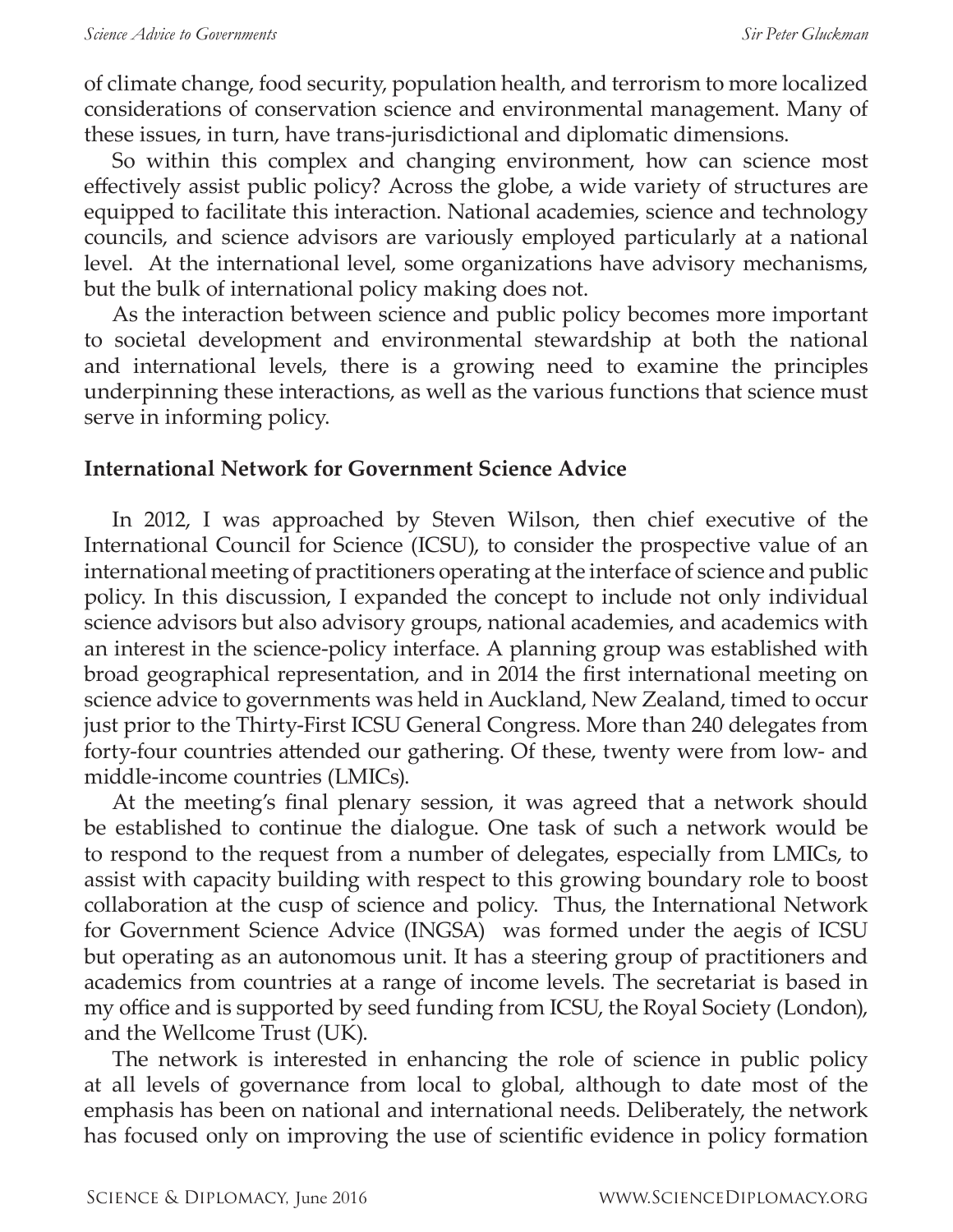of climate change, food security, population health, and terrorism to more localized considerations of conservation science and environmental management. Many of these issues, in turn, have trans-jurisdictional and diplomatic dimensions.

So within this complex and changing environment, how can science most effectively assist public policy? Across the globe, a wide variety of structures are equipped to facilitate this interaction. National academies, science and technology councils, and science advisors are variously employed particularly at a national level. At the international level, some organizations have advisory mechanisms, but the bulk of international policy making does not.

As the interaction between science and public policy becomes more important to societal development and environmental stewardship at both the national and international levels, there is a growing need to examine the principles underpinning these interactions, as well as the various functions that science must serve in informing policy.

## International Network for Government Science Advice

In 2012, I was approached by Steven Wilson, then chief executive of the International Council for Science (ICSU), to consider the prospective value of an international meeting of practitioners operating at the interface of science and public policy. In this discussion, I expanded the concept to include not only individual science advisors but also advisory groups, national academies, and academics with an interest in the science-policy interface. A planning group was established with broad geographical representation, and in 2014 the first international meeting on science advice to governments was held in Auckland, New Zealand, timed to occur just prior to the Thirty-First ICSU General Congress. More than 240 delegates from forty-four countries attended our gathering. Of these, twenty were from low- and middle-income countries (LMICs).

At the meeting's final plenary session, it was agreed that a network should be established to continue the dialogue. One task of such a network would be to respond to the request from a number of delegates, especially from LMICs, to assist with capacity building with respect to this growing boundary role to boost collaboration at the cusp of science and policy. Thus, the International Network for Government Science Advice (INGSA) was formed under the aegis of ICSU but operating as an autonomous unit. It has a steering group of practitioners and academics from countries at a range of income levels. The secretariat is based in my office and is supported by seed funding from ICSU, the Royal Society (London), and the Wellcome Trust (UK).

The network is interested in enhancing the role of science in public policy at all levels of governance from local to global, although to date most of the emphasis has been on national and international needs. Deliberately, the network has focused only on improving the use of scientific evidence in policy formation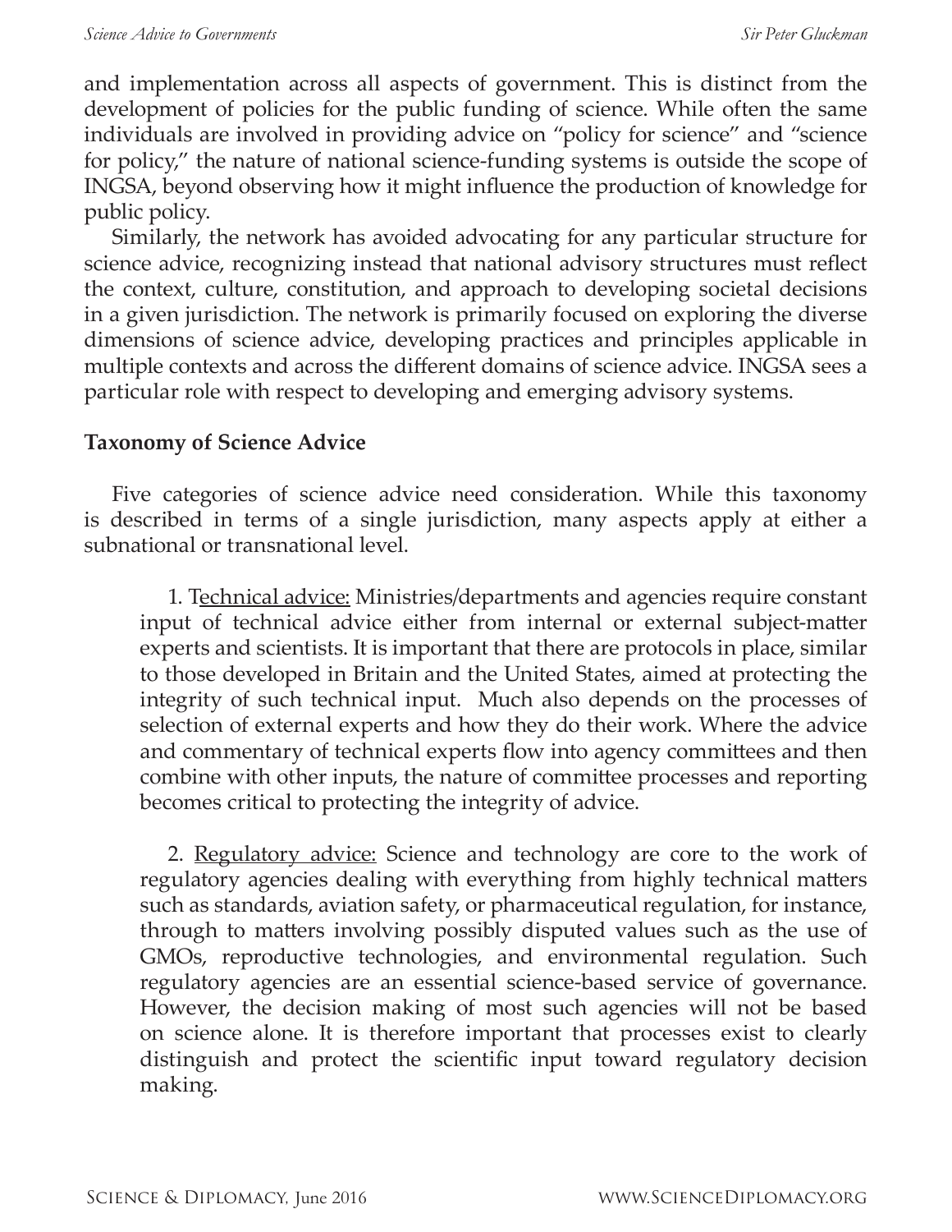and implementation across all aspects of government. This is distinct from the development of policies for the public funding of science. While often the same individuals are involved in providing advice on "policy for science" and "science for policy," the nature of national science-funding systems is outside the scope of INGSA, beyond observing how it might influence the production of knowledge for public policy.

Similarly, the network has avoided advocating for any particular structure for science advice, recognizing instead that national advisory structures must reflect the context, culture, constitution, and approach to developing societal decisions in a given jurisdiction. The network is primarily focused on exploring the diverse dimensions of science advice, developing practices and principles applicable in multiple contexts and across the different domains of science advice. INGSA sees a particular role with respect to developing and emerging advisory systems.

**Taxonomy of Science Advice**

Five categories of science advice need consideration. While this taxonomy is described in terms of a single jurisdiction, many aspects apply at either a subnational or transnational level.

1. Technical advice: Ministries/departments and agencies require constant input of technical advice either from internal or external subject-matter experts and scientists. It is important that there are protocols in place, similar to those developed in Britain and the United States, aimed at protecting the integrity of such technical input. Much also depends on the processes of selection of external experts and how they do their work. Where the advice and commentary of technical experts flow into agency committees and then combine with other inputs, the nature of committee processes and reporting becomes critical to protecting the integrity of advice.

2. Regulatory advice: Science and technology are core to the work of regulatory agencies dealing with everything from highly technical matters such as standards, aviation safety, or pharmaceutical regulation, for instance, through to matters involving possibly disputed values such as the use of GMOs, reproductive technologies, and environmental regulation. Such regulatory agencies are an essential science-based service of governance. However, the decision making of most such agencies will not be based on science alone. It is therefore important that processes exist to clearly distinguish and protect the scientific input toward regulatory decision making.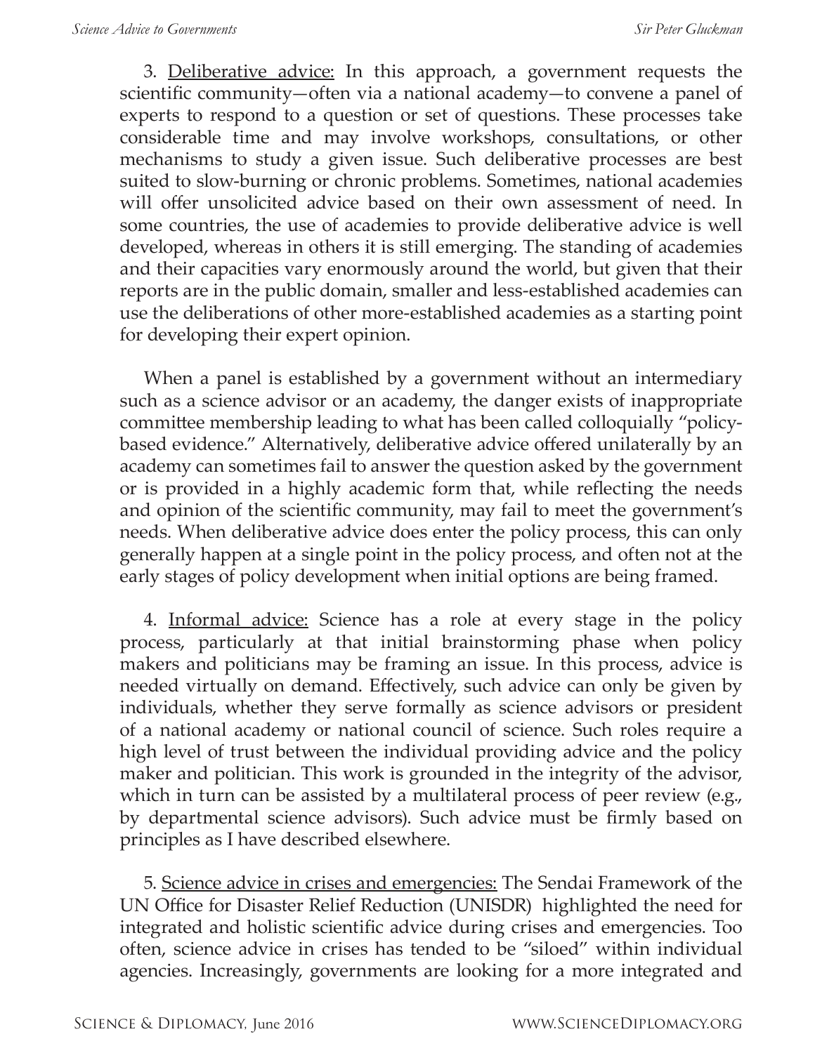3. <u>Deliberative advice:</u> In this approach, a government requests the scientific community—often via a national academy—to convene a panel of experts to respond to a question or set of questions. These processes take considerable time and may involve workshops, consultations, or other mechanisms to study a given issue. Such deliberative processes are best suited to slow-burning or chronic problems. Sometimes, national academies will offer unsolicited advice based on their own assessment of need. In some countries, the use of academies to provide deliberative advice is well developed, whereas in others it is still emerging. The standing of academies and their capacities vary enormously around the world, but given that their reports are in the public domain, smaller and less-established academies can use the deliberations of other more-established academies as a starting point for developing their expert opinion.

When a panel is established by a government without an intermediary such as a science advisor or an academy, the danger exists of inappropriate committee membership leading to what has been called colloquially "policy-based evidence." Alternatively, deliberative advice offered unilaterally by an academy can sometimes fail to answer the question asked by the government or is provided in a highly academic form that, while reflecting the needs and opinion of the scientific community, may fail to meet the government's needs. When deliberative advice does enter the policy process, this can only generally happen at a single point in the policy process, and often not at the early stages of policy development when initial options are being framed.

4. <u>Informal advice:</u> Science has a role at every stage in the policy process, particularly at that initial brainstorming phase when policy makers and politicians may be framing an issue. In this process, advice is needed virtually on demand. Effectively, such advice can only be given by individuals, whether they serve formally as science advisors or president of a national academy or national council of science. Such roles require a high level of trust between the individual providing advice and the policy maker and politician. This work is grounded in the integrity of the advisor, which in turn can be assisted by a multilateral process of peer review (e.g., by departmental science advisors). Such advice must be firmly based on principles as I have described elsewhere.

5. <u>Science advice in crises and emergencies:</u> The Sendai Framework of the UN Office for Disaster Relief Reduction (UNISDR) highlighted the need for integrated and holistic scientific advice during crises and emergencies. Too often, science advice in crises has tended to be "siloed" within individual agencies. Increasingly, governments are looking for a more integrated and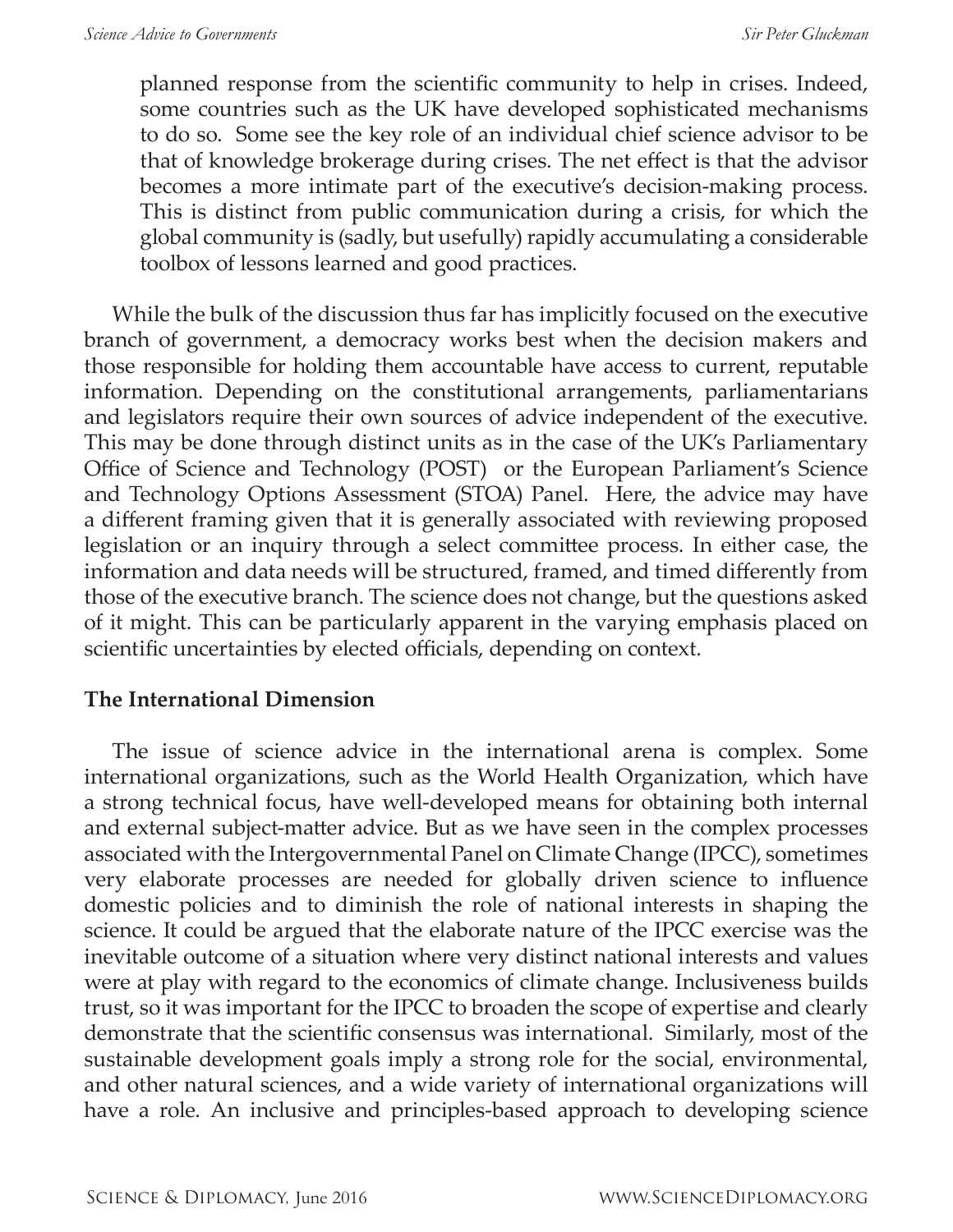planned response from the scientific community to help in crises. Indeed, some countries such as the UK have developed sophisticated mechanisms to do so. Some see the key role of an individual chief science advisor to be that of knowledge brokerage during crises. The net effect is that the advisor becomes a more intimate part of the executive's decision-making process. This is distinct from public communication during a crisis, for which the global community is (sadly, but usefully) rapidly accumulating a considerable toolbox of lessons learned and good practices.

While the bulk of the discussion thus far has implicitly focused on the executive branch of government, a democracy works best when the decision makers and those responsible for holding them accountable have access to current, reputable information. Depending on the constitutional arrangements, parliamentarians and legislators require their own sources of advice independent of the executive. This may be done through distinct units as in the case of the UK's Parliamentary Office of Science and Technology (POST) or the European Parliament's Science and Technology Options Assessment (STOA) Panel. Here, the advice may have a different framing given that it is generally associated with reviewing proposed legislation or an inquiry through a select committee process. In either case, the information and data needs will be structured, framed, and timed differently from those of the executive branch. The science does not change, but the questions asked of it might. This can be particularly apparent in the varying emphasis placed on scientific uncertainties by elected officials, depending on context.

## The International Dimension

The issue of science advice in the international arena is complex. Some international organizations, such as the World Health Organization, which have a strong technical focus, have well-developed means for obtaining both internal and external subject-matter advice. But as we have seen in the complex processes associated with the Intergovernmental Panel on Climate Change (IPCC), sometimes very elaborate processes are needed for globally driven science to influence domestic policies and to diminish the role of national interests in shaping the science. It could be argued that the elaborate nature of the IPCC exercise was the inevitable outcome of a situation where very distinct national interests and values were at play with regard to the economics of climate change. Inclusiveness builds trust, so it was important for the IPCC to broaden the scope of expertise and clearly demonstrate that the scientific consensus was international. Similarly, most of the sustainable development goals imply a strong role for the social, environmental, and other natural sciences, and a wide variety of international organizations will have a role. An inclusive and principles-based approach to developing science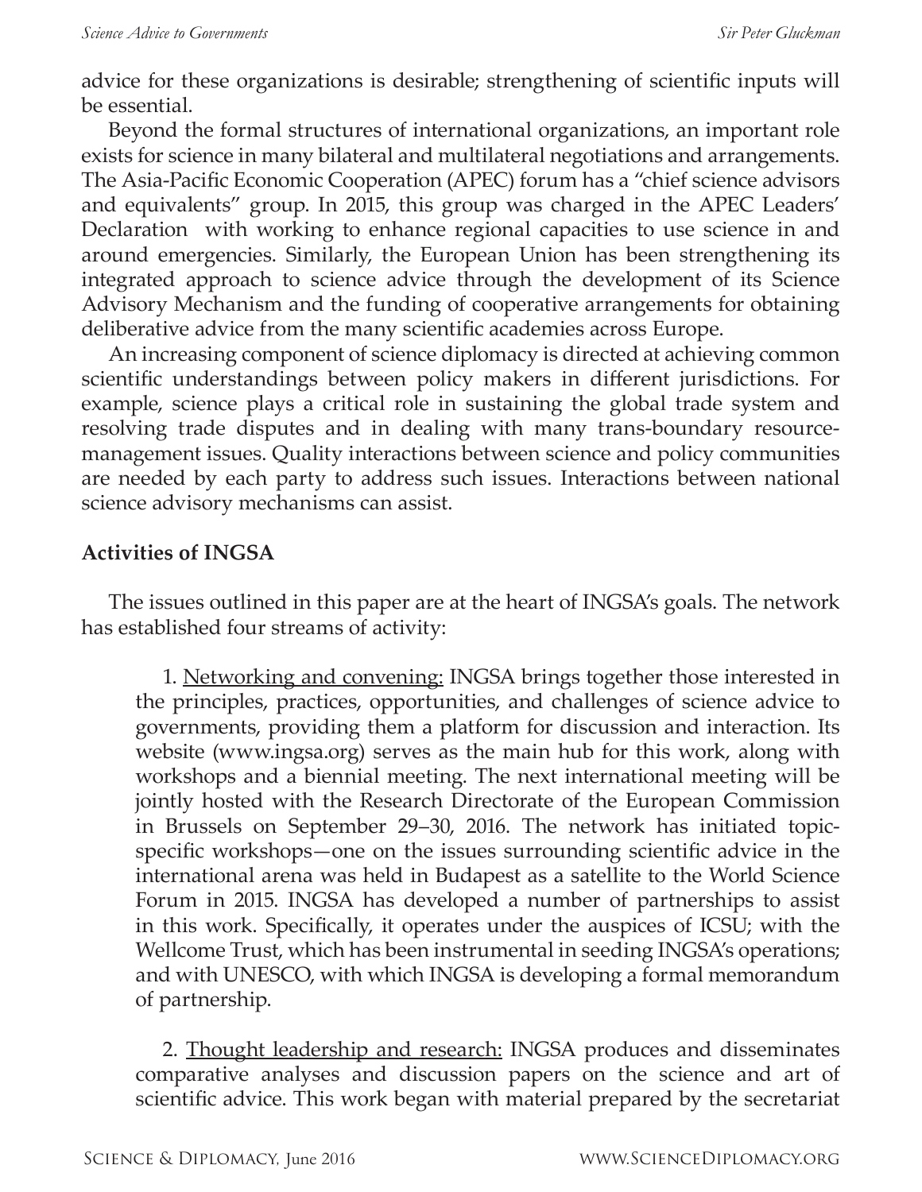advice for these organizations is desirable; strengthening of scientific inputs will be essential.

Beyond the formal structures of international organizations, an important role exists for science in many bilateral and multilateral negotiations and arrangements. The Asia-Pacific Economic Cooperation (APEC) forum has a "chief science advisors and equivalents" group. In 2015, this group was charged in the APEC Leaders' Declaration with working to enhance regional capacities to use science in and around emergencies. Similarly, the European Union has been strengthening its integrated approach to science advice through the development of its Science Advisory Mechanism and the funding of cooperative arrangements for obtaining deliberative advice from the many scientific academies across Europe.

An increasing component of science diplomacy is directed at achieving common scientific understandings between policy makers in different jurisdictions. For example, science plays a critical role in sustaining the global trade system and resolving trade disputes and in dealing with many trans-boundary resource-management issues. Quality interactions between science and policy communities are needed by each party to address such issues. Interactions between national science advisory mechanisms can assist.

## Activities of INGSA

The issues outlined in this paper are at the heart of INGSA's goals. The network has established four streams of activity:

1. Networking and convening: INGSA brings together those interested in the principles, practices, opportunities, and challenges of science advice to governments, providing them a platform for discussion and interaction. Its website (www.ingsa.org) serves as the main hub for this work, along with workshops and a biennial meeting. The next international meeting will be jointly hosted with the Research Directorate of the European Commission in Brussels on September 29–30, 2016. The network has initiated topic-specific workshops—one on the issues surrounding scientific advice in the international arena was held in Budapest as a satellite to the World Science Forum in 2015. INGSA has developed a number of partnerships to assist in this work. Specifically, it operates under the auspices of ICSU; with the Wellcome Trust, which has been instrumental in seeding INGSA's operations; and with UNESCO, with which INGSA is developing a formal memorandum of partnership.

2. Thought leadership and research: INGSA produces and disseminates comparative analyses and discussion papers on the science and art of scientific advice. This work began with material prepared by the secretariat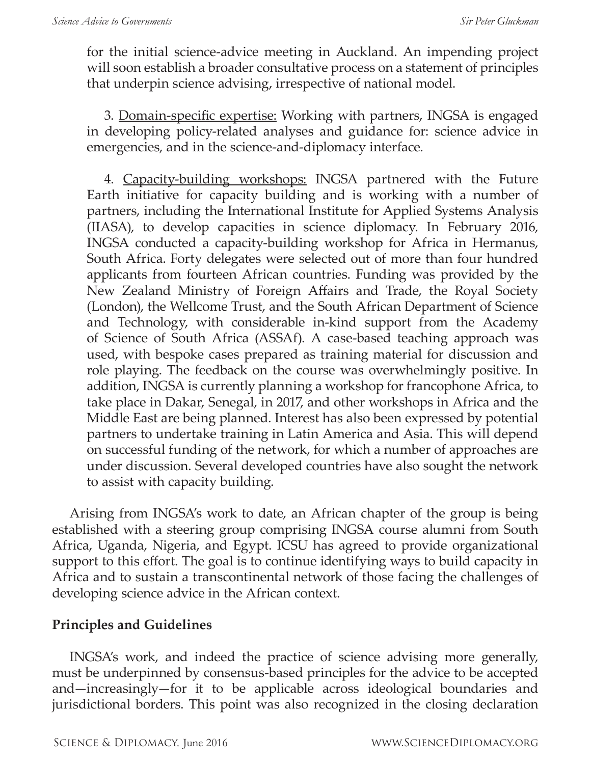for the initial science-advice meeting in Auckland. An impending project will soon establish a broader consultative process on a statement of principles that underpin science advising, irrespective of national model.

3. Domain-specific expertise: Working with partners, INGSA is engaged in developing policy-related analyses and guidance for: science advice in emergencies, and in the science-and-diplomacy interface.

4. Capacity-building workshops: INGSA partnered with the Future Earth initiative for capacity building and is working with a number of partners, including the International Institute for Applied Systems Analysis (IIASA), to develop capacities in science diplomacy. In February 2016, INGSA conducted a capacity-building workshop for Africa in Hermanus, South Africa. Forty delegates were selected out of more than four hundred applicants from fourteen African countries. Funding was provided by the New Zealand Ministry of Foreign Affairs and Trade, the Royal Society (London), the Wellcome Trust, and the South African Department of Science and Technology, with considerable in-kind support from the Academy of Science of South Africa (ASSAf). A case-based teaching approach was used, with bespoke cases prepared as training material for discussion and role playing. The feedback on the course was overwhelmingly positive. In addition, INGSA is currently planning a workshop for francophone Africa, to take place in Dakar, Senegal, in 2017, and other workshops in Africa and the Middle East are being planned. Interest has also been expressed by potential partners to undertake training in Latin America and Asia. This will depend on successful funding of the network, for which a number of approaches are under discussion. Several developed countries have also sought the network to assist with capacity building.

Arising from INGSA's work to date, an African chapter of the group is being established with a steering group comprising INGSA course alumni from South Africa, Uganda, Nigeria, and Egypt. ICSU has agreed to provide organizational support to this effort. The goal is to continue identifying ways to build capacity in Africa and to sustain a transcontinental network of those facing the challenges of developing science advice in the African context.

## Principles and Guidelines

INGSA's work, and indeed the practice of science advising more generally, must be underpinned by consensus-based principles for the advice to be accepted and—increasingly—for it to be applicable across ideological boundaries and jurisdictional borders. This point was also recognized in the closing declaration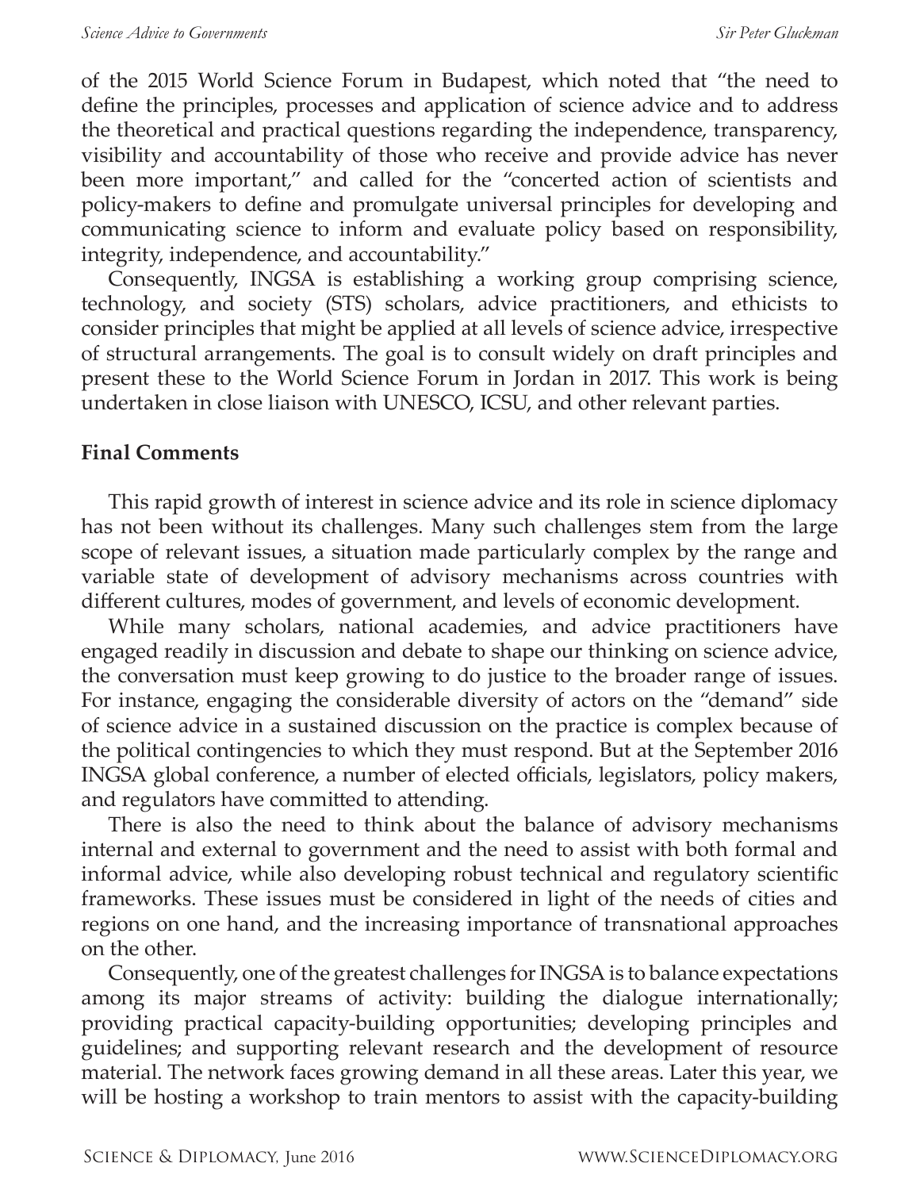of the 2015 World Science Forum in Budapest, which noted that "the need to define the principles, processes and application of science advice and to address the theoretical and practical questions regarding the independence, transparency, visibility and accountability of those who receive and provide advice has never been more important," and called for the "concerted action of scientists and policy-makers to define and promulgate universal principles for developing and communicating science to inform and evaluate policy based on responsibility, integrity, independence, and accountability."

Consequently, INGSA is establishing a working group comprising science, technology, and society (STS) scholars, advice practitioners, and ethicists to consider principles that might be applied at all levels of science advice, irrespective of structural arrangements. The goal is to consult widely on draft principles and present these to the World Science Forum in Jordan in 2017. This work is being undertaken in close liaison with UNESCO, ICSU, and other relevant parties.

## Final Comments

This rapid growth of interest in science advice and its role in science diplomacy has not been without its challenges. Many such challenges stem from the large scope of relevant issues, a situation made particularly complex by the range and variable state of development of advisory mechanisms across countries with different cultures, modes of government, and levels of economic development.

While many scholars, national academies, and advice practitioners have engaged readily in discussion and debate to shape our thinking on science advice, the conversation must keep growing to do justice to the broader range of issues. For instance, engaging the considerable diversity of actors on the "demand" side of science advice in a sustained discussion on the practice is complex because of the political contingencies to which they must respond. But at the September 2016 INGSA global conference, a number of elected officials, legislators, policy makers, and regulators have committed to attending.

There is also the need to think about the balance of advisory mechanisms internal and external to government and the need to assist with both formal and informal advice, while also developing robust technical and regulatory scientific frameworks. These issues must be considered in light of the needs of cities and regions on one hand, and the increasing importance of transnational approaches on the other.

Consequently, one of the greatest challenges for INGSA is to balance expectations among its major streams of activity: building the dialogue internationally; providing practical capacity-building opportunities; developing principles and guidelines; and supporting relevant research and the development of resource material. The network faces growing demand in all these areas. Later this year, we will be hosting a workshop to train mentors to assist with the capacity-building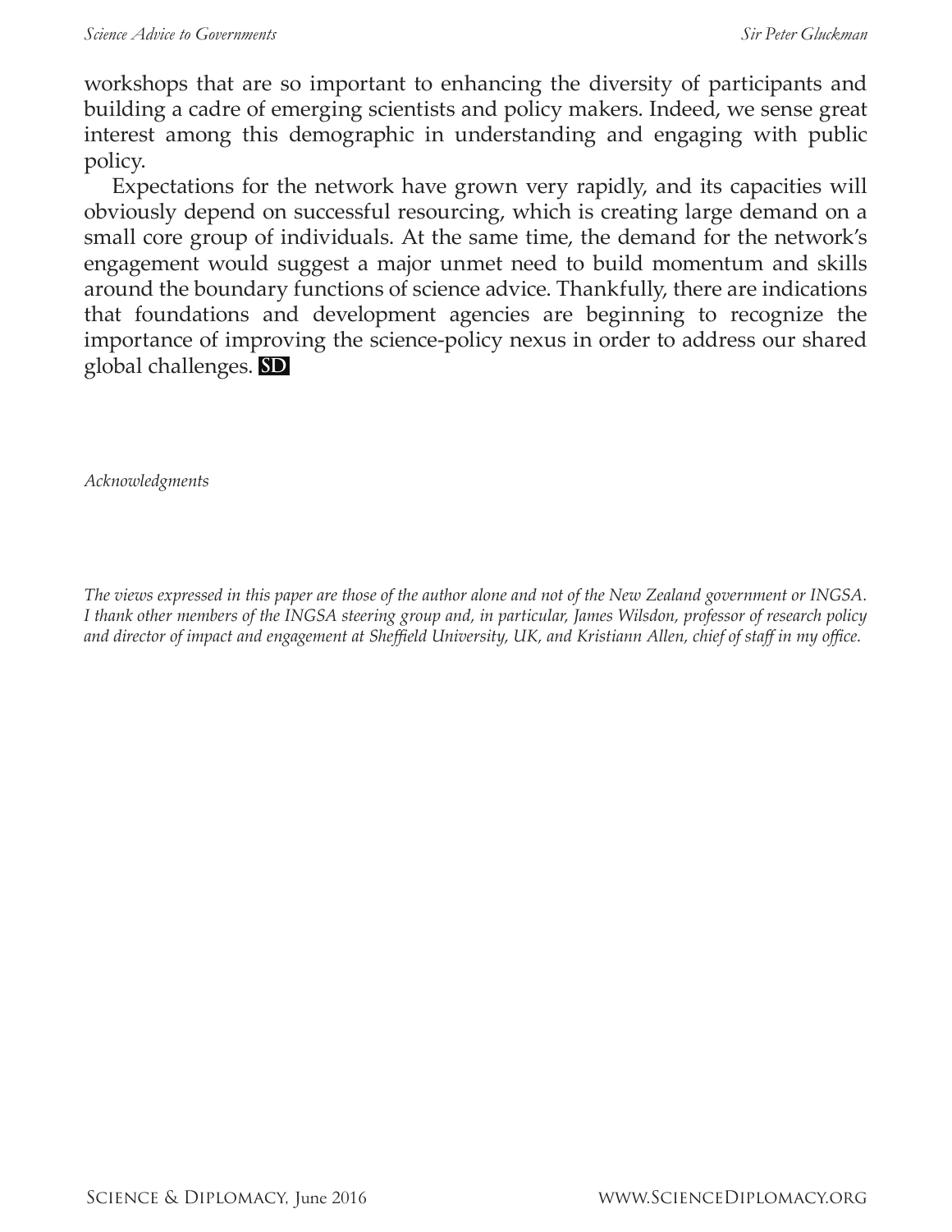workshops that are so important to enhancing the diversity of participants and building a cadre of emerging scientists and policy makers. Indeed, we sense great interest among this demographic in understanding and engaging with public policy.

Expectations for the network have grown very rapidly, and its capacities will obviously depend on successful resourcing, which is creating large demand on a small core group of individuals. At the same time, the demand for the network's engagement would suggest a major unmet need to build momentum and skills around the boundary functions of science advice. Thankfully, there are indications that foundations and development agencies are beginning to recognize the importance of improving the science-policy nexus in order to address our shared global challenges. **SD**

*Acknowledgments*

*The views expressed in this paper are those of the author alone and not of the New Zealand government or INGSA. I thank other members of the INGSA steering group and, in particular, James Wilsdon, professor of research policy and director of impact and engagement at Sheffield University, UK, and Kristiann Allen, chief of staff in my office.*